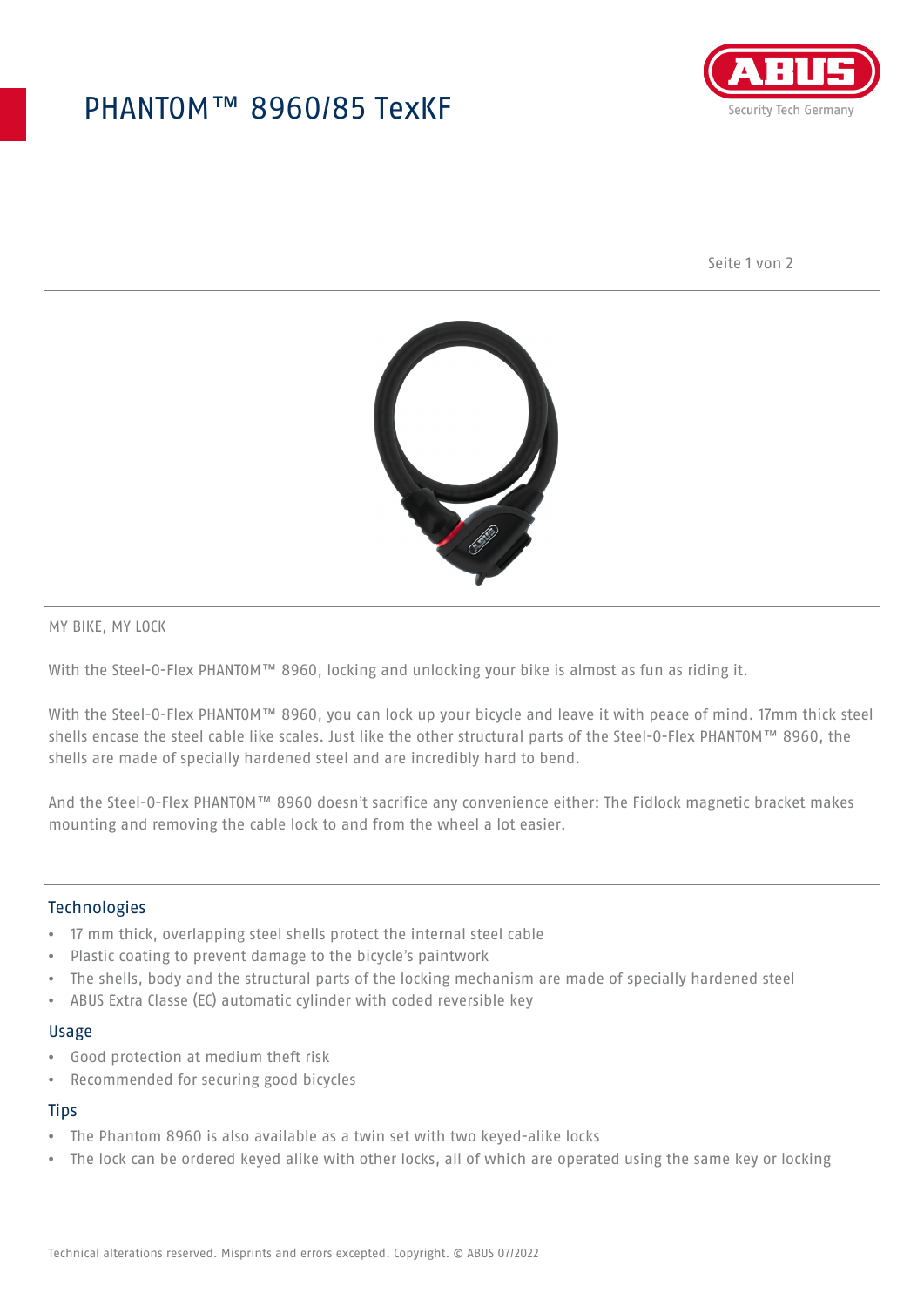# PHANTOM™ 8960/85 TexKF

MY BIKE, MY LOCK

With the Steel-O-Flex PHANTOM™ 8960, locking and unlocking your bike is almost as fun as riding it.

With the Steel-O-Flex PHANTOM™ 8960, you can lock up your bicycle and leave it with peace of mind. 17mm thick steel shells encase the steel cable like scales. Just like the other structural parts of the Steel-O-Flex PHANTOM™ 8960, the shells are made of specially hardened steel and are incredibly hard to bend.

And the Steel-O-Flex PHANTOM™ 8960 doesn't sacrifice any convenience either: The Fidlock magnetic bracket makes mounting and removing the cable lock to and from the wheel a lot easier.

## Technologies

- 17 mm thick, overlapping steel shells protect the internal steel cable
- Plastic coating to prevent damage to the bicycle's paintwork
- The shells, body and the structural parts of the locking mechanism are made of specially hardened steel
- ABUS Extra Classe (EC) automatic cylinder with coded reversible key

## Usage

- Good protection at medium theft risk
- Recommended for securing good bicycles

## Tips

- The Phantom 8960 is also available as a twin set with two keyed-alike locks
- The lock can be ordered keyed alike with other locks, all of which are operated using the same key or locking

Technical alterations reserved. Misprints and errors excepted. Copyright. © ABUS 07/2022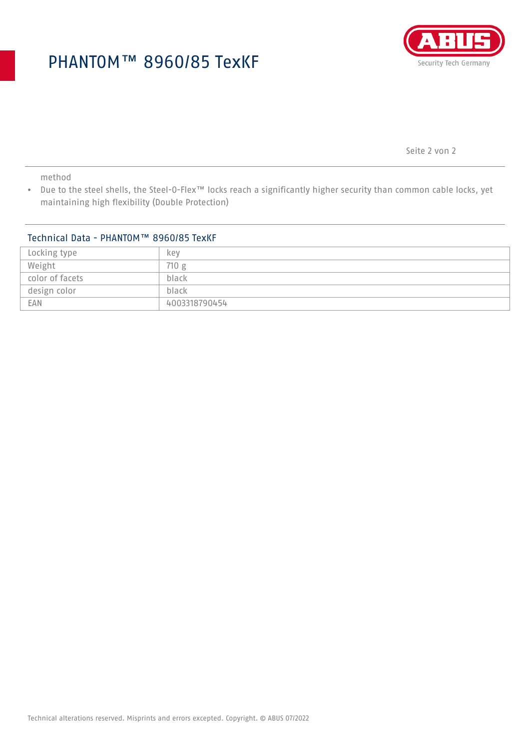method

- Due to the steel shells, the Steel-O-Flex™ locks reach a significantly higher security than common cable locks, yet maintaining high flexibility (Double Protection)

## Technical Data - PHANTOM™ 8960/85 TexKF

| | |
|---|---|
| Locking type | key |
| Weight | 710 g |
| color of facets | black |
| design color | black |
| EAN | 4003318790454 |

Technical alterations reserved. Misprints and errors excepted. Copyright. © ABUS 07/2022